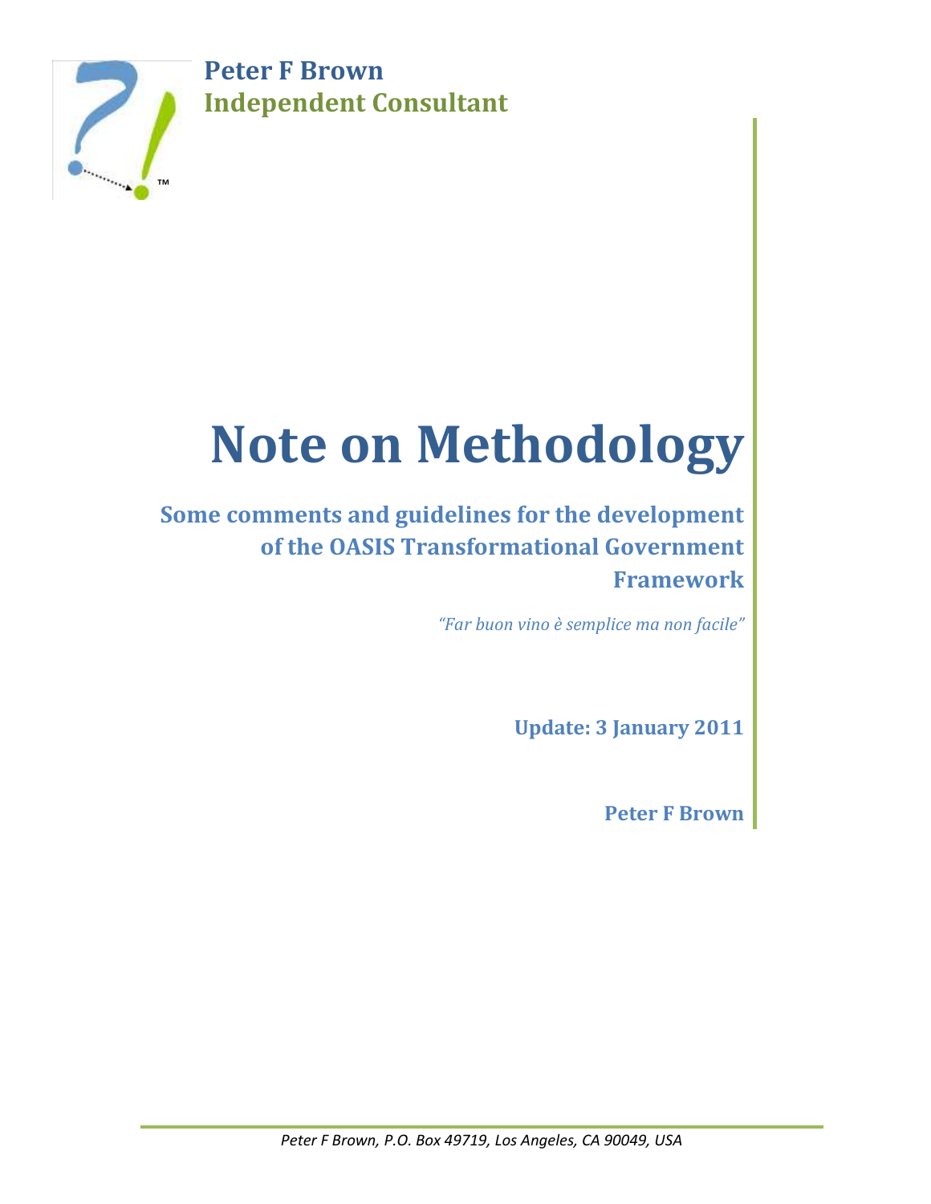**Peter F Brown**
**Independent Consultant**

# Note on Methodology

## Some comments and guidelines for the development of the OASIS Transformational Government Framework

*"Far buon vino è semplice ma non facile"*

**Update: 3 January 2011**

**Peter F Brown**

*Peter F Brown, P.O. Box 49719, Los Angeles, CA 90049, USA*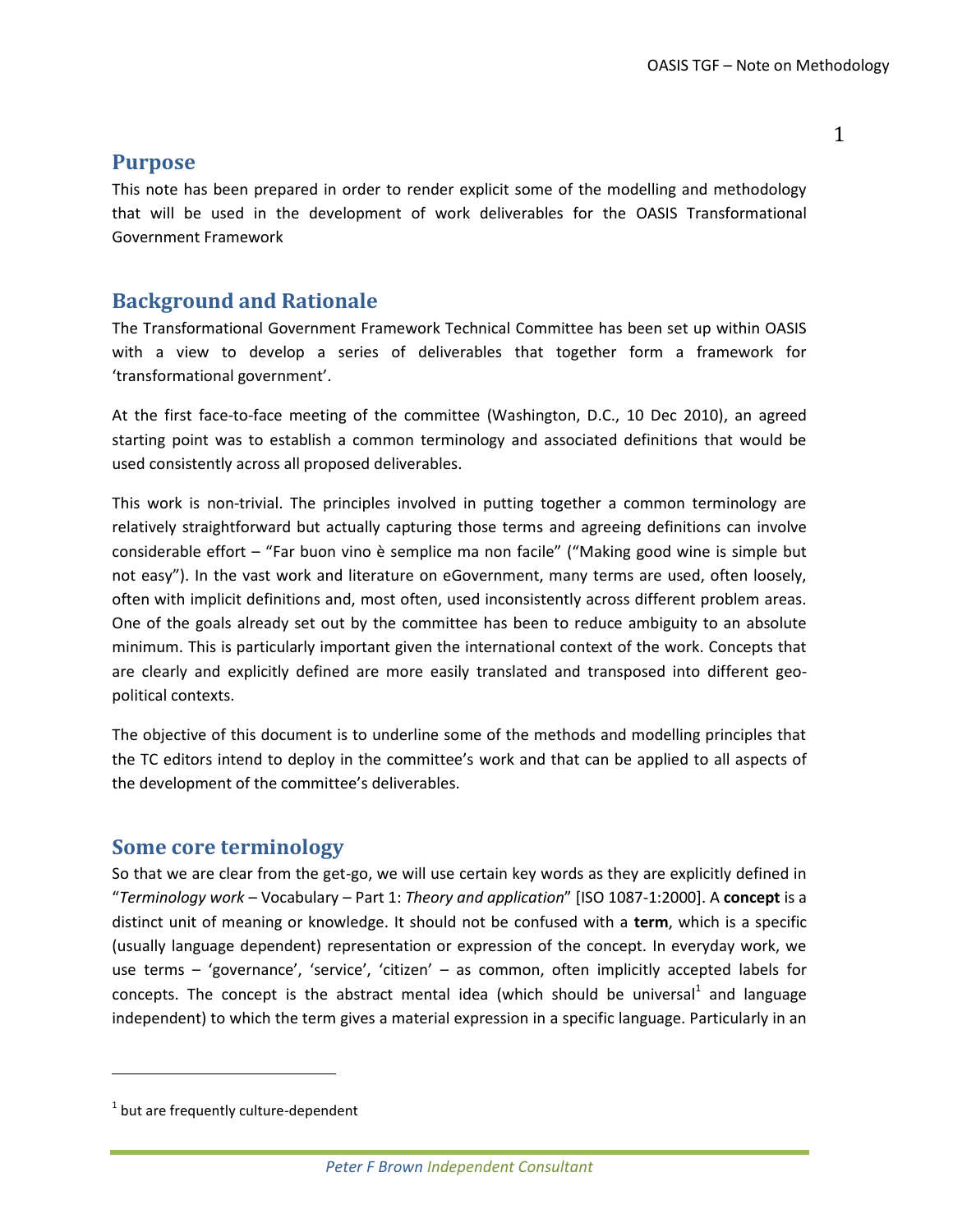## Purpose

This note has been prepared in order to render explicit some of the modelling and methodology that will be used in the development of work deliverables for the OASIS Transformational Government Framework

## Background and Rationale

The Transformational Government Framework Technical Committee has been set up within OASIS with a view to develop a series of deliverables that together form a framework for 'transformational government'.

At the first face-to-face meeting of the committee (Washington, D.C., 10 Dec 2010), an agreed starting point was to establish a common terminology and associated definitions that would be used consistently across all proposed deliverables.

This work is non-trivial. The principles involved in putting together a common terminology are relatively straightforward but actually capturing those terms and agreeing definitions can involve considerable effort – "Far buon vino è semplice ma non facile" ("Making good wine is simple but not easy"). In the vast work and literature on eGovernment, many terms are used, often loosely, often with implicit definitions and, most often, used inconsistently across different problem areas. One of the goals already set out by the committee has been to reduce ambiguity to an absolute minimum. This is particularly important given the international context of the work. Concepts that are clearly and explicitly defined are more easily translated and transposed into different geo-political contexts.

The objective of this document is to underline some of the methods and modelling principles that the TC editors intend to deploy in the committee's work and that can be applied to all aspects of the development of the committee's deliverables.

## Some core terminology

So that we are clear from the get-go, we will use certain key words as they are explicitly defined in "*Terminology work* – Vocabulary – Part 1: *Theory and application*" [ISO 1087-1:2000]. A **concept** is a distinct unit of meaning or knowledge. It should not be confused with a **term**, which is a specific (usually language dependent) representation or expression of the concept. In everyday work, we use terms – 'governance', 'service', 'citizen' – as common, often implicitly accepted labels for concepts. The concept is the abstract mental idea (which should be universal[1] and language independent) to which the term gives a material expression in a specific language. Particularly in an

[1] but are frequently culture-dependent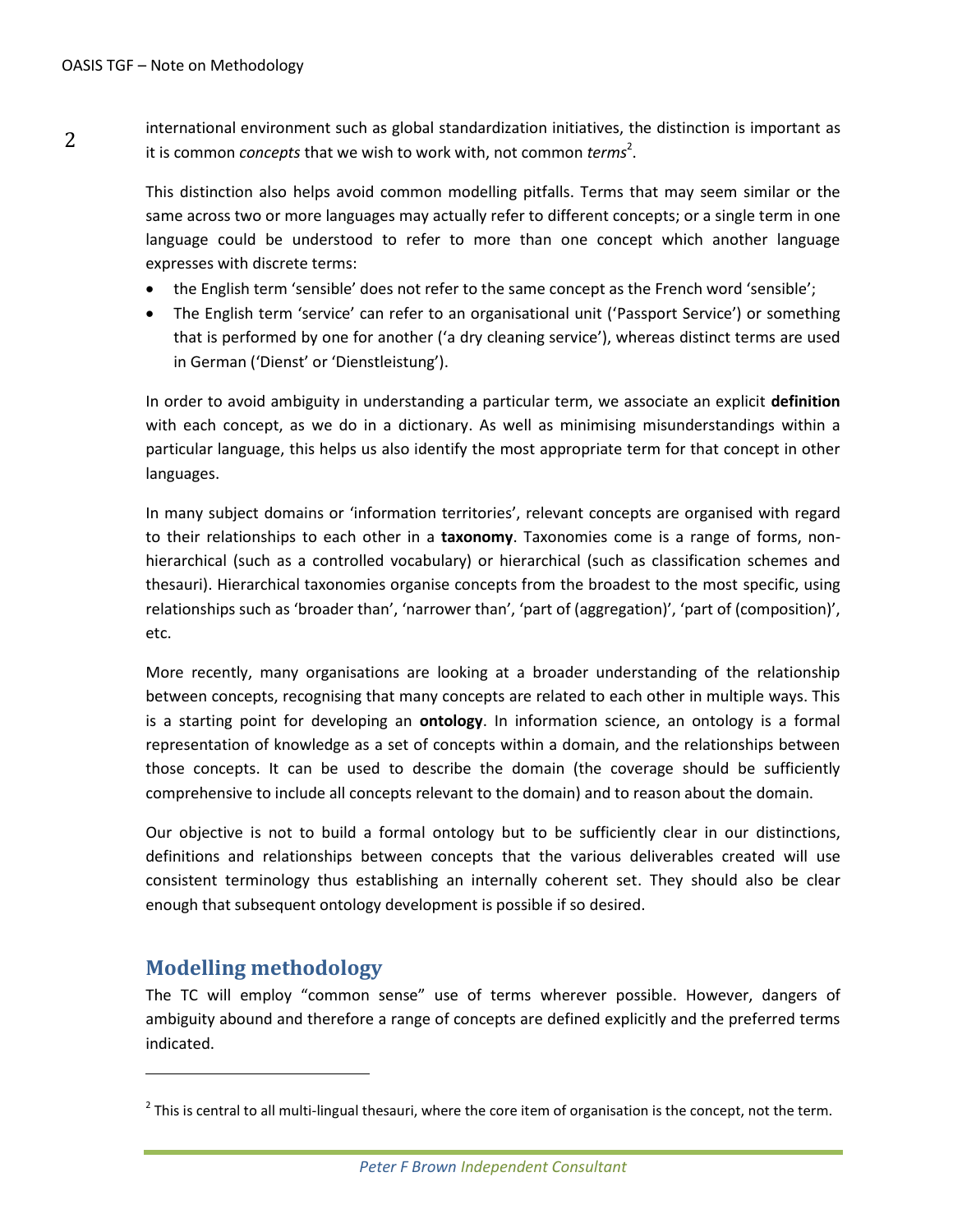international environment such as global standardization initiatives, the distinction is important as it is common *concepts* that we wish to work with, not common *terms*[2].

This distinction also helps avoid common modelling pitfalls. Terms that may seem similar or the same across two or more languages may actually refer to different concepts; or a single term in one language could be understood to refer to more than one concept which another language expresses with discrete terms:

- the English term 'sensible' does not refer to the same concept as the French word 'sensible';
- The English term 'service' can refer to an organisational unit ('Passport Service') or something that is performed by one for another ('a dry cleaning service'), whereas distinct terms are used in German ('Dienst' or 'Dienstleistung').

In order to avoid ambiguity in understanding a particular term, we associate an explicit **definition** with each concept, as we do in a dictionary. As well as minimising misunderstandings within a particular language, this helps us also identify the most appropriate term for that concept in other languages.

In many subject domains or 'information territories', relevant concepts are organised with regard to their relationships to each other in a **taxonomy**. Taxonomies come is a range of forms, non-hierarchical (such as a controlled vocabulary) or hierarchical (such as classification schemes and thesauri). Hierarchical taxonomies organise concepts from the broadest to the most specific, using relationships such as 'broader than', 'narrower than', 'part of (aggregation)', 'part of (composition)', etc.

More recently, many organisations are looking at a broader understanding of the relationship between concepts, recognising that many concepts are related to each other in multiple ways. This is a starting point for developing an **ontology**. In information science, an ontology is a formal representation of knowledge as a set of concepts within a domain, and the relationships between those concepts. It can be used to describe the domain (the coverage should be sufficiently comprehensive to include all concepts relevant to the domain) and to reason about the domain.

Our objective is not to build a formal ontology but to be sufficiently clear in our distinctions, definitions and relationships between concepts that the various deliverables created will use consistent terminology thus establishing an internally coherent set. They should also be clear enough that subsequent ontology development is possible if so desired.

## Modelling methodology

The TC will employ "common sense" use of terms wherever possible. However, dangers of ambiguity abound and therefore a range of concepts are defined explicitly and the preferred terms indicated.

---

[2] This is central to all multi-lingual thesauri, where the core item of organisation is the concept, not the term.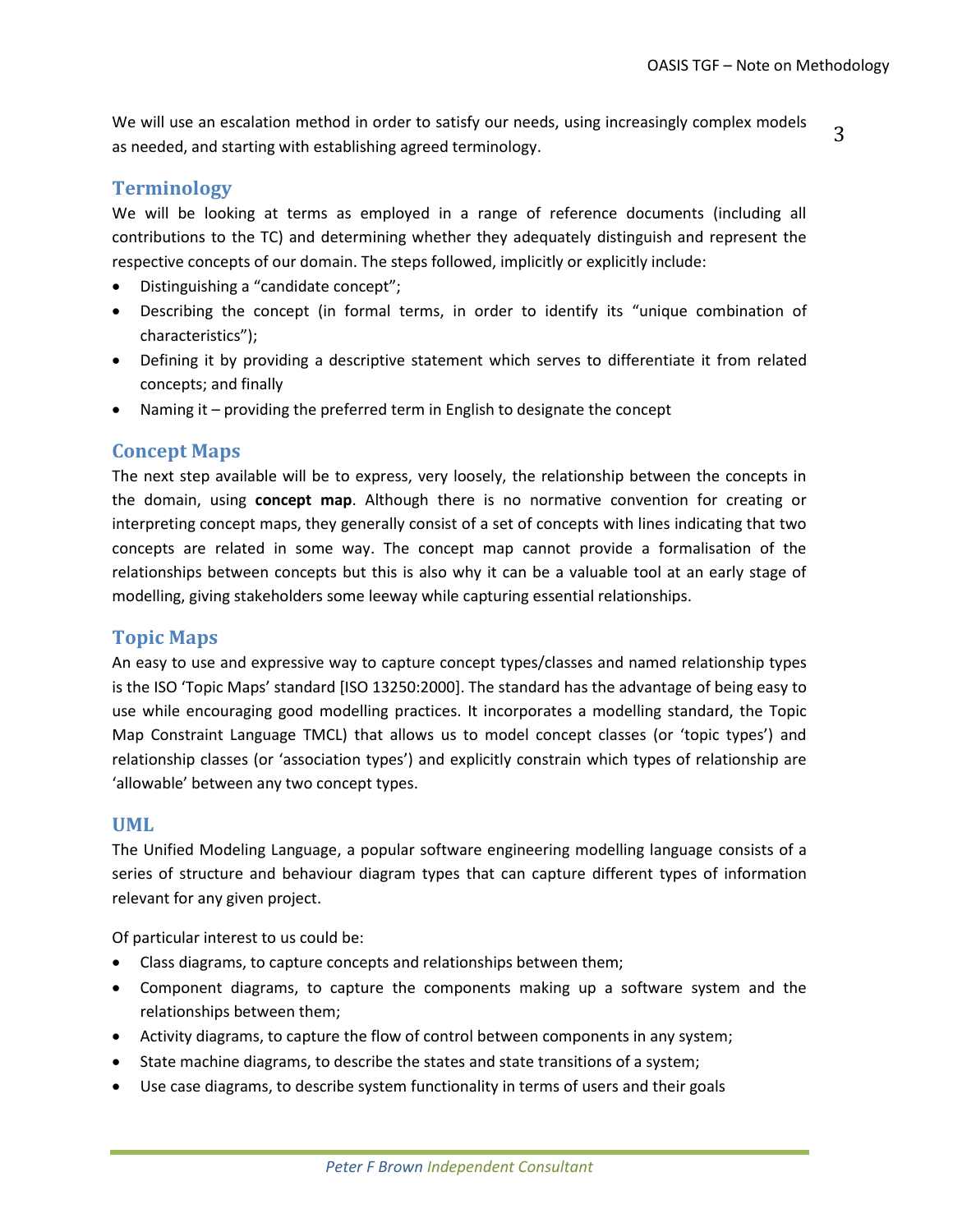We will use an escalation method in order to satisfy our needs, using increasingly complex models as needed, and starting with establishing agreed terminology.

## Terminology

We will be looking at terms as employed in a range of reference documents (including all contributions to the TC) and determining whether they adequately distinguish and represent the respective concepts of our domain. The steps followed, implicitly or explicitly include:

- Distinguishing a "candidate concept";
- Describing the concept (in formal terms, in order to identify its "unique combination of characteristics");
- Defining it by providing a descriptive statement which serves to differentiate it from related concepts; and finally
- Naming it – providing the preferred term in English to designate the concept

## Concept Maps

The next step available will be to express, very loosely, the relationship between the concepts in the domain, using **concept map**. Although there is no normative convention for creating or interpreting concept maps, they generally consist of a set of concepts with lines indicating that two concepts are related in some way. The concept map cannot provide a formalisation of the relationships between concepts but this is also why it can be a valuable tool at an early stage of modelling, giving stakeholders some leeway while capturing essential relationships.

## Topic Maps

An easy to use and expressive way to capture concept types/classes and named relationship types is the ISO 'Topic Maps' standard [ISO 13250:2000]. The standard has the advantage of being easy to use while encouraging good modelling practices. It incorporates a modelling standard, the Topic Map Constraint Language TMCL) that allows us to model concept classes (or 'topic types') and relationship classes (or 'association types') and explicitly constrain which types of relationship are 'allowable' between any two concept types.

## UML

The Unified Modeling Language, a popular software engineering modelling language consists of a series of structure and behaviour diagram types that can capture different types of information relevant for any given project.

Of particular interest to us could be:

- Class diagrams, to capture concepts and relationships between them;
- Component diagrams, to capture the components making up a software system and the relationships between them;
- Activity diagrams, to capture the flow of control between components in any system;
- State machine diagrams, to describe the states and state transitions of a system;
- Use case diagrams, to describe system functionality in terms of users and their goals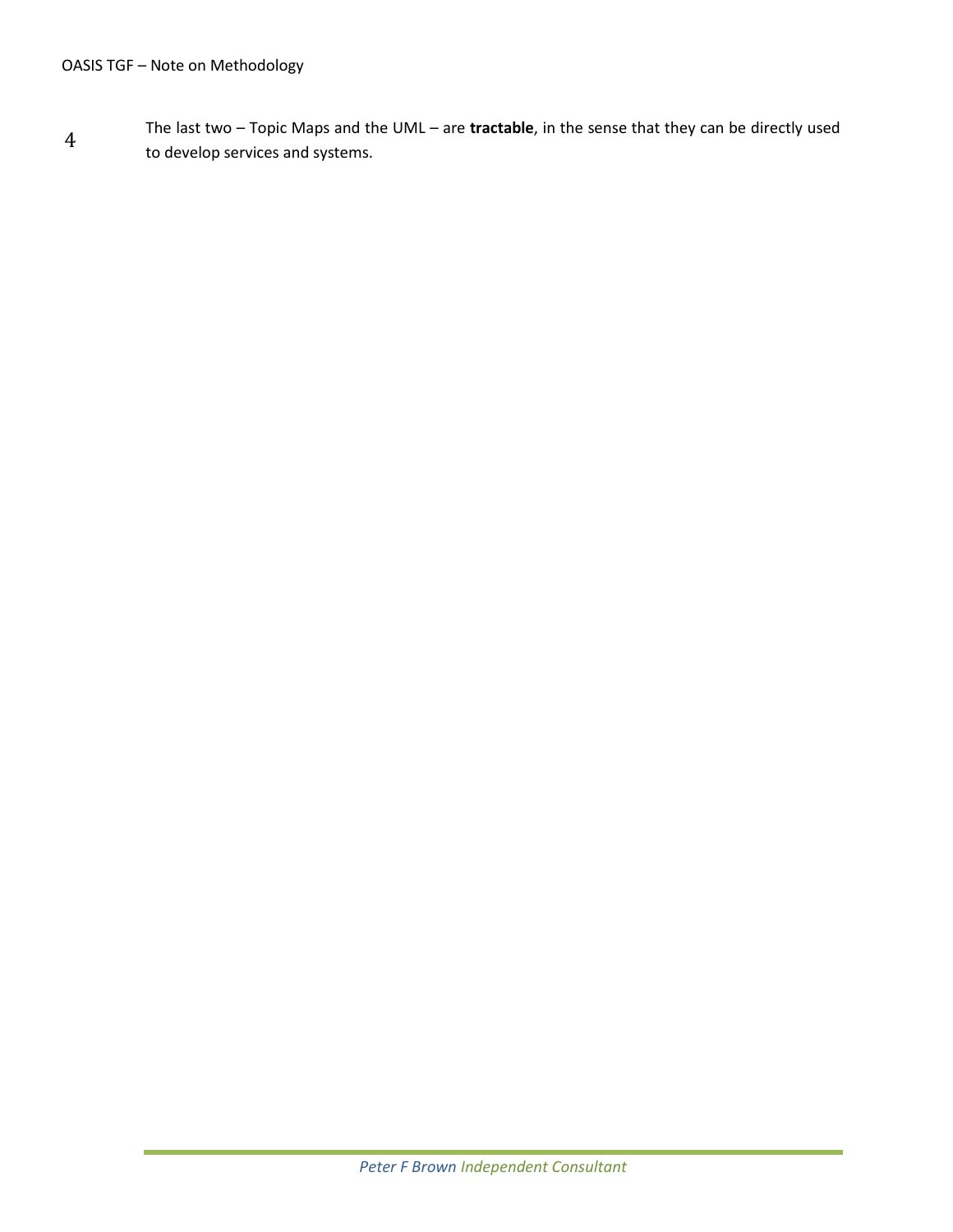The last two – Topic Maps and the UML – are **tractable**, in the sense that they can be directly used to develop services and systems.